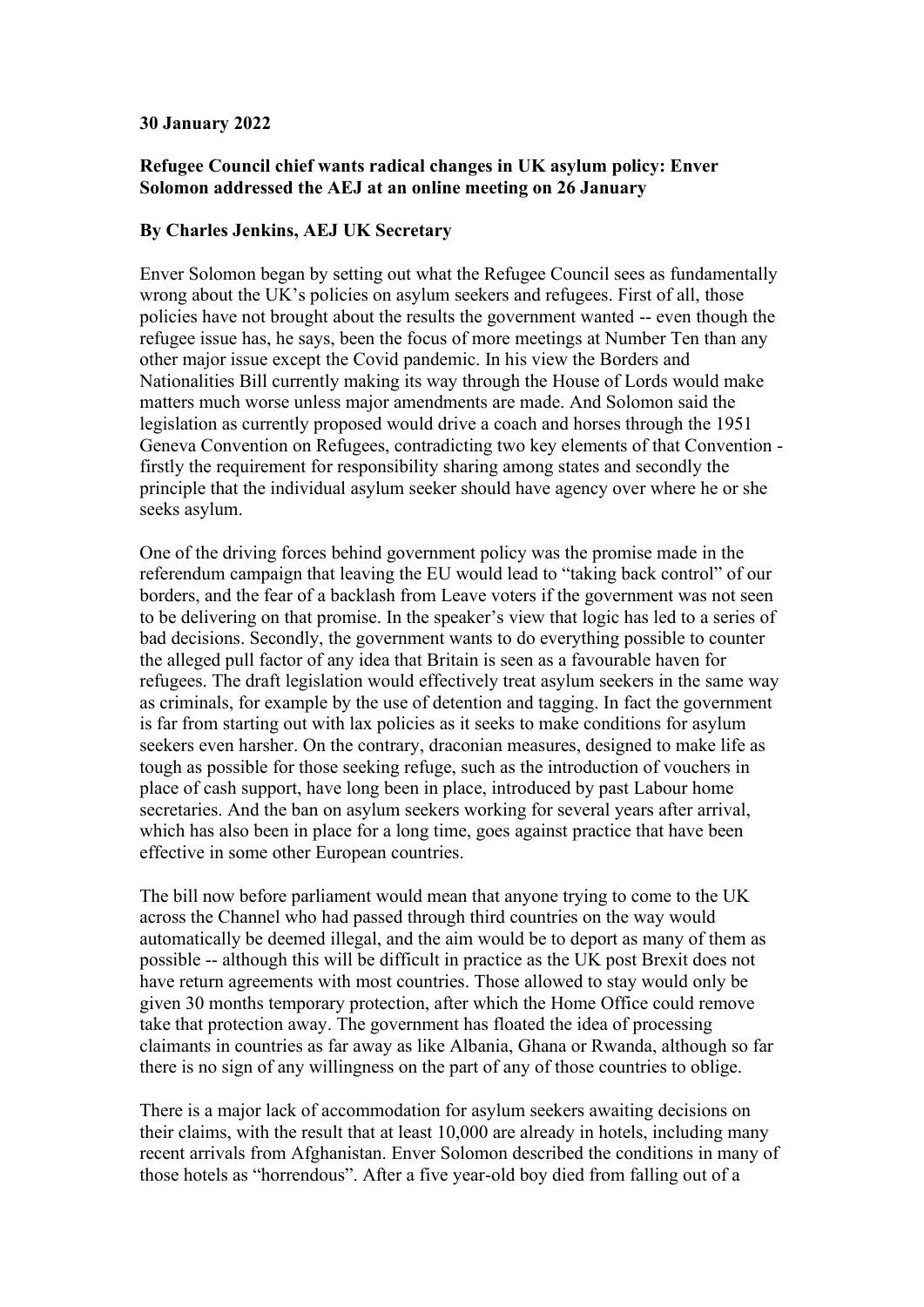**30 January 2022**

**Refugee Council chief wants radical changes in UK asylum policy: Enver Solomon addressed the AEJ at an online meeting on 26 January**

**By Charles Jenkins, AEJ UK Secretary**

Enver Solomon began by setting out what the Refugee Council sees as fundamentally wrong about the UK's policies on asylum seekers and refugees. First of all, those policies have not brought about the results the government wanted -- even though the refugee issue has, he says, been the focus of more meetings at Number Ten than any other major issue except the Covid pandemic. In his view the Borders and Nationalities Bill currently making its way through the House of Lords would make matters much worse unless major amendments are made. And Solomon said the legislation as currently proposed would drive a coach and horses through the 1951 Geneva Convention on Refugees, contradicting two key elements of that Convention - firstly the requirement for responsibility sharing among states and secondly the principle that the individual asylum seeker should have agency over where he or she seeks asylum.

One of the driving forces behind government policy was the promise made in the referendum campaign that leaving the EU would lead to "taking back control" of our borders, and the fear of a backlash from Leave voters if the government was not seen to be delivering on that promise. In the speaker's view that logic has led to a series of bad decisions. Secondly, the government wants to do everything possible to counter the alleged pull factor of any idea that Britain is seen as a favourable haven for refugees. The draft legislation would effectively treat asylum seekers in the same way as criminals, for example by the use of detention and tagging. In fact the government is far from starting out with lax policies as it seeks to make conditions for asylum seekers even harsher. On the contrary, draconian measures, designed to make life as tough as possible for those seeking refuge, such as the introduction of vouchers in place of cash support, have long been in place, introduced by past Labour home secretaries. And the ban on asylum seekers working for several years after arrival, which has also been in place for a long time, goes against practice that have been effective in some other European countries.

The bill now before parliament would mean that anyone trying to come to the UK across the Channel who had passed through third countries on the way would automatically be deemed illegal, and the aim would be to deport as many of them as possible -- although this will be difficult in practice as the UK post Brexit does not have return agreements with most countries. Those allowed to stay would only be given 30 months temporary protection, after which the Home Office could remove take that protection away. The government has floated the idea of processing claimants in countries as far away as like Albania, Ghana or Rwanda, although so far there is no sign of any willingness on the part of any of those countries to oblige.

There is a major lack of accommodation for asylum seekers awaiting decisions on their claims, with the result that at least 10,000 are already in hotels, including many recent arrivals from Afghanistan. Enver Solomon described the conditions in many of those hotels as "horrendous". After a five year-old boy died from falling out of a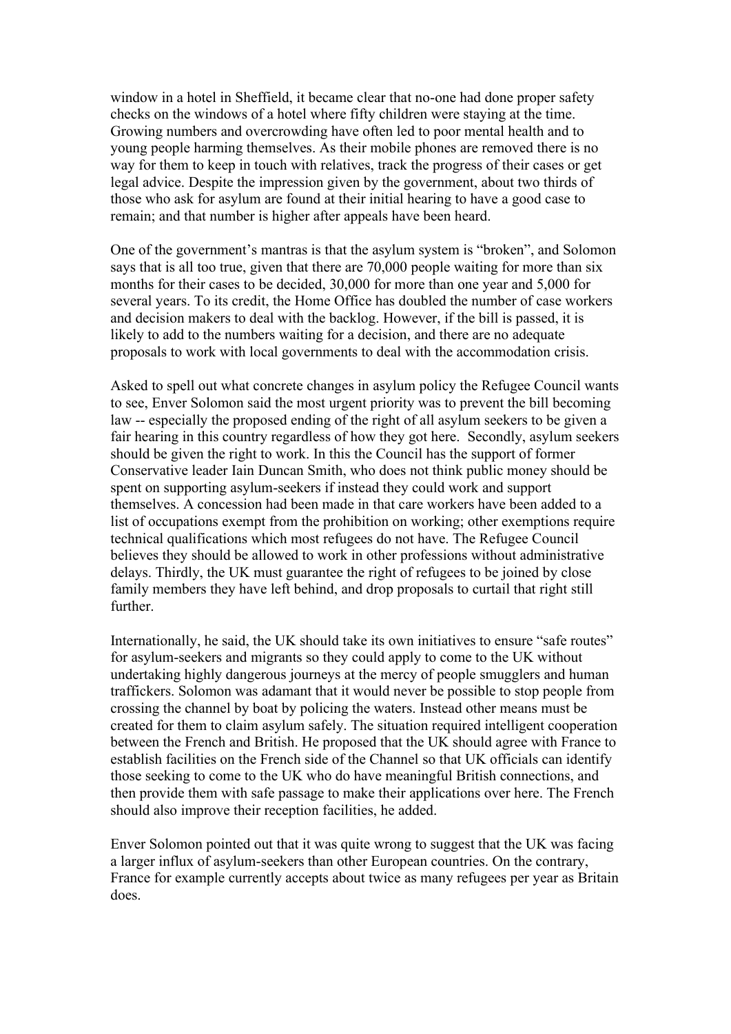window in a hotel in Sheffield, it became clear that no-one had done proper safety checks on the windows of a hotel where fifty children were staying at the time. Growing numbers and overcrowding have often led to poor mental health and to young people harming themselves. As their mobile phones are removed there is no way for them to keep in touch with relatives, track the progress of their cases or get legal advice. Despite the impression given by the government, about two thirds of those who ask for asylum are found at their initial hearing to have a good case to remain; and that number is higher after appeals have been heard.

One of the government's mantras is that the asylum system is "broken", and Solomon says that is all too true, given that there are 70,000 people waiting for more than six months for their cases to be decided, 30,000 for more than one year and 5,000 for several years. To its credit, the Home Office has doubled the number of case workers and decision makers to deal with the backlog. However, if the bill is passed, it is likely to add to the numbers waiting for a decision, and there are no adequate proposals to work with local governments to deal with the accommodation crisis.

Asked to spell out what concrete changes in asylum policy the Refugee Council wants to see, Enver Solomon said the most urgent priority was to prevent the bill becoming law -- especially the proposed ending of the right of all asylum seekers to be given a fair hearing in this country regardless of how they got here. Secondly, asylum seekers should be given the right to work. In this the Council has the support of former Conservative leader Iain Duncan Smith, who does not think public money should be spent on supporting asylum-seekers if instead they could work and support themselves. A concession had been made in that care workers have been added to a list of occupations exempt from the prohibition on working; other exemptions require technical qualifications which most refugees do not have. The Refugee Council believes they should be allowed to work in other professions without administrative delays. Thirdly, the UK must guarantee the right of refugees to be joined by close family members they have left behind, and drop proposals to curtail that right still further.

Internationally, he said, the UK should take its own initiatives to ensure "safe routes" for asylum-seekers and migrants so they could apply to come to the UK without undertaking highly dangerous journeys at the mercy of people smugglers and human traffickers. Solomon was adamant that it would never be possible to stop people from crossing the channel by boat by policing the waters. Instead other means must be created for them to claim asylum safely. The situation required intelligent cooperation between the French and British. He proposed that the UK should agree with France to establish facilities on the French side of the Channel so that UK officials can identify those seeking to come to the UK who do have meaningful British connections, and then provide them with safe passage to make their applications over here. The French should also improve their reception facilities, he added.

Enver Solomon pointed out that it was quite wrong to suggest that the UK was facing a larger influx of asylum-seekers than other European countries. On the contrary, France for example currently accepts about twice as many refugees per year as Britain does.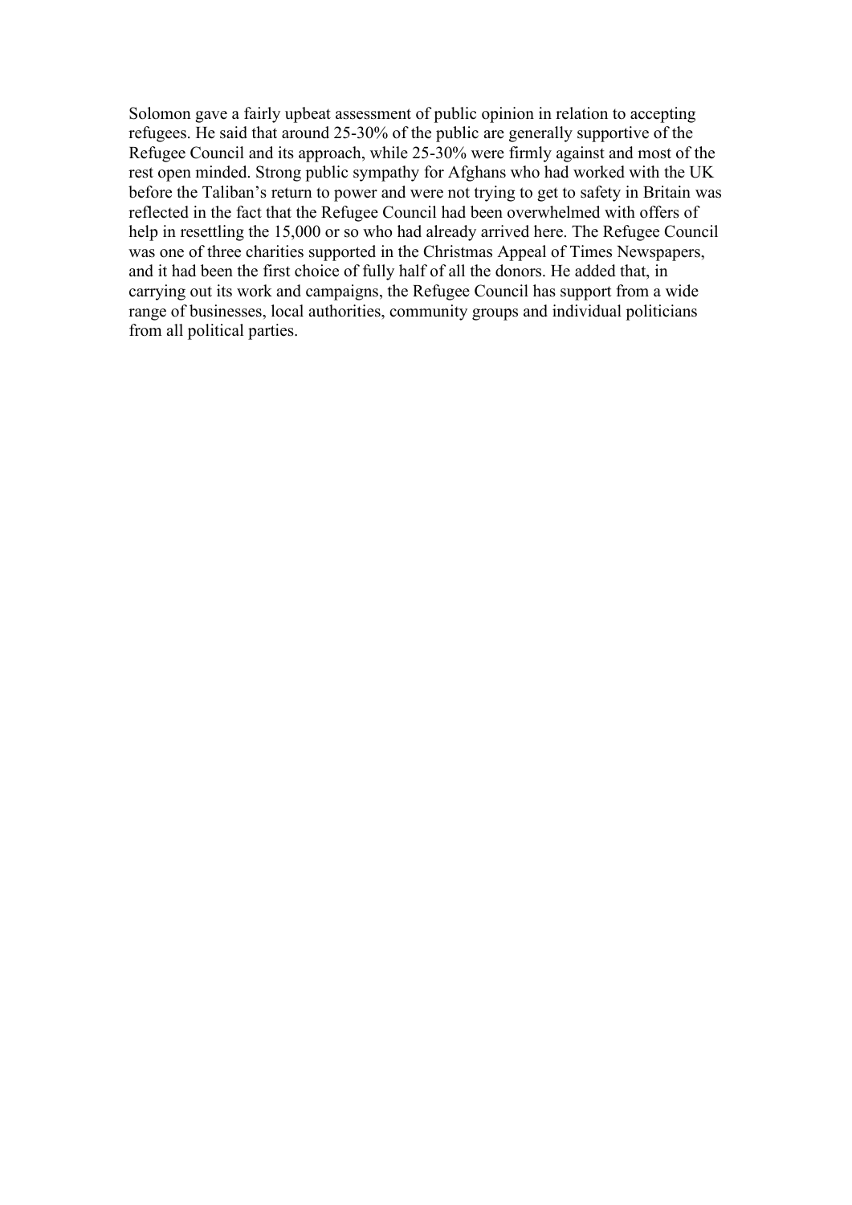Solomon gave a fairly upbeat assessment of public opinion in relation to accepting refugees. He said that around 25-30% of the public are generally supportive of the Refugee Council and its approach, while 25-30% were firmly against and most of the rest open minded. Strong public sympathy for Afghans who had worked with the UK before the Taliban's return to power and were not trying to get to safety in Britain was reflected in the fact that the Refugee Council had been overwhelmed with offers of help in resettling the 15,000 or so who had already arrived here. The Refugee Council was one of three charities supported in the Christmas Appeal of Times Newspapers, and it had been the first choice of fully half of all the donors. He added that, in carrying out its work and campaigns, the Refugee Council has support from a wide range of businesses, local authorities, community groups and individual politicians from all political parties.